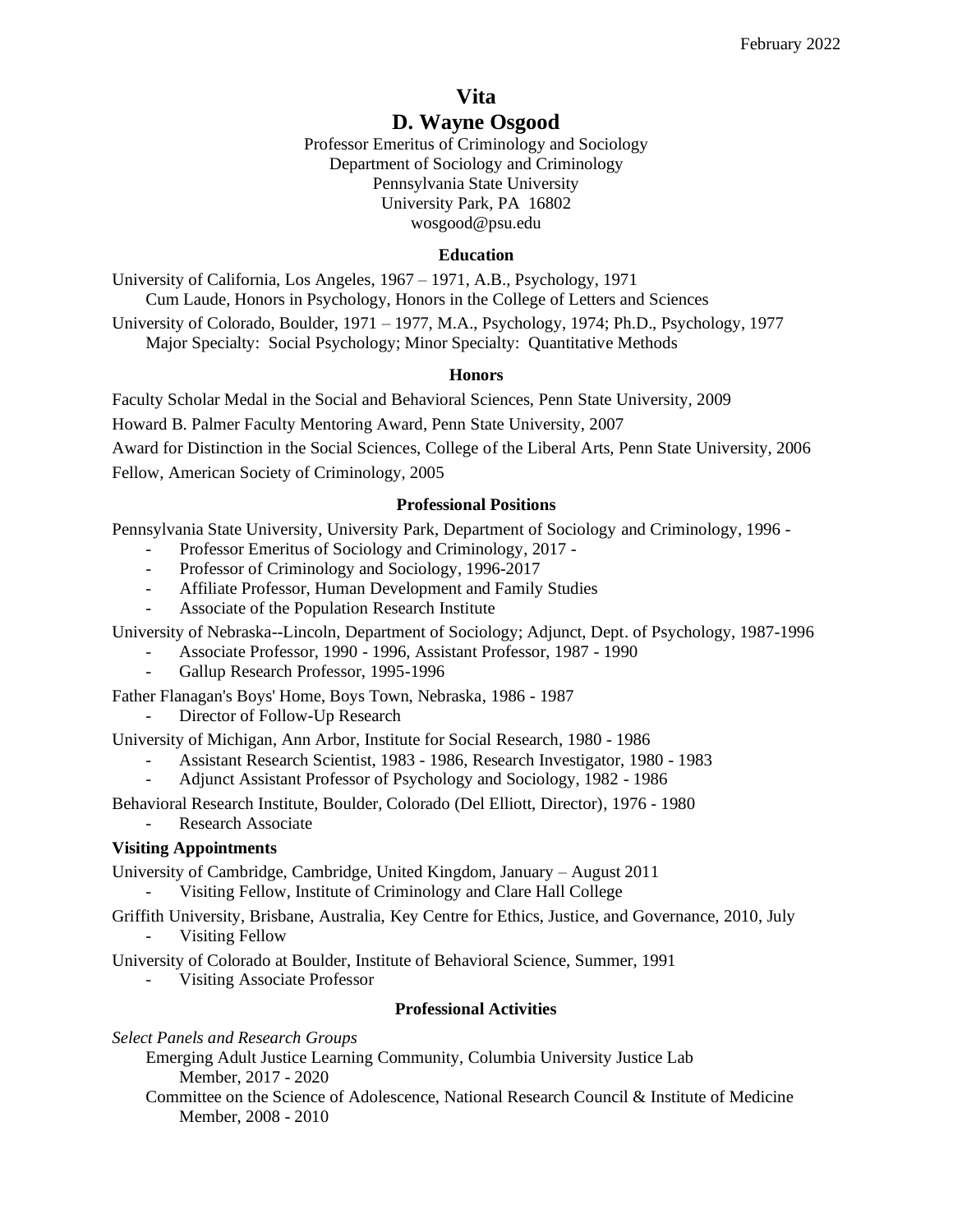February 2022

# Vita

# D. Wayne Osgood

Professor Emeritus of Criminology and Sociology
Department of Sociology and Criminology
Pennsylvania State University
University Park, PA 16802
wosgood@psu.edu

## Education

University of California, Los Angeles, 1967 – 1971, A.B., Psychology, 1971
Cum Laude, Honors in Psychology, Honors in the College of Letters and Sciences

University of Colorado, Boulder, 1971 – 1977, M.A., Psychology, 1974; Ph.D., Psychology, 1977
Major Specialty: Social Psychology; Minor Specialty: Quantitative Methods

## Honors

Faculty Scholar Medal in the Social and Behavioral Sciences, Penn State University, 2009

Howard B. Palmer Faculty Mentoring Award, Penn State University, 2007

Award for Distinction in the Social Sciences, College of the Liberal Arts, Penn State University, 2006

Fellow, American Society of Criminology, 2005

## Professional Positions

Pennsylvania State University, University Park, Department of Sociology and Criminology, 1996 -

- Professor Emeritus of Sociology and Criminology, 2017 -
- Professor of Criminology and Sociology, 1996-2017
- Affiliate Professor, Human Development and Family Studies
- Associate of the Population Research Institute

University of Nebraska--Lincoln, Department of Sociology; Adjunct, Dept. of Psychology, 1987-1996

- Associate Professor, 1990 - 1996, Assistant Professor, 1987 - 1990
- Gallup Research Professor, 1995-1996

Father Flanagan's Boys' Home, Boys Town, Nebraska, 1986 - 1987

- Director of Follow-Up Research

University of Michigan, Ann Arbor, Institute for Social Research, 1980 - 1986

- Assistant Research Scientist, 1983 - 1986, Research Investigator, 1980 - 1983
- Adjunct Assistant Professor of Psychology and Sociology, 1982 - 1986

Behavioral Research Institute, Boulder, Colorado (Del Elliott, Director), 1976 - 1980

- Research Associate

### Visiting Appointments

University of Cambridge, Cambridge, United Kingdom, January – August 2011

- Visiting Fellow, Institute of Criminology and Clare Hall College

Griffith University, Brisbane, Australia, Key Centre for Ethics, Justice, and Governance, 2010, July

- Visiting Fellow

University of Colorado at Boulder, Institute of Behavioral Science, Summer, 1991

- Visiting Associate Professor

## Professional Activities

*Select Panels and Research Groups*

Emerging Adult Justice Learning Community, Columbia University Justice Lab
Member, 2017 - 2020

Committee on the Science of Adolescence, National Research Council & Institute of Medicine
Member, 2008 - 2010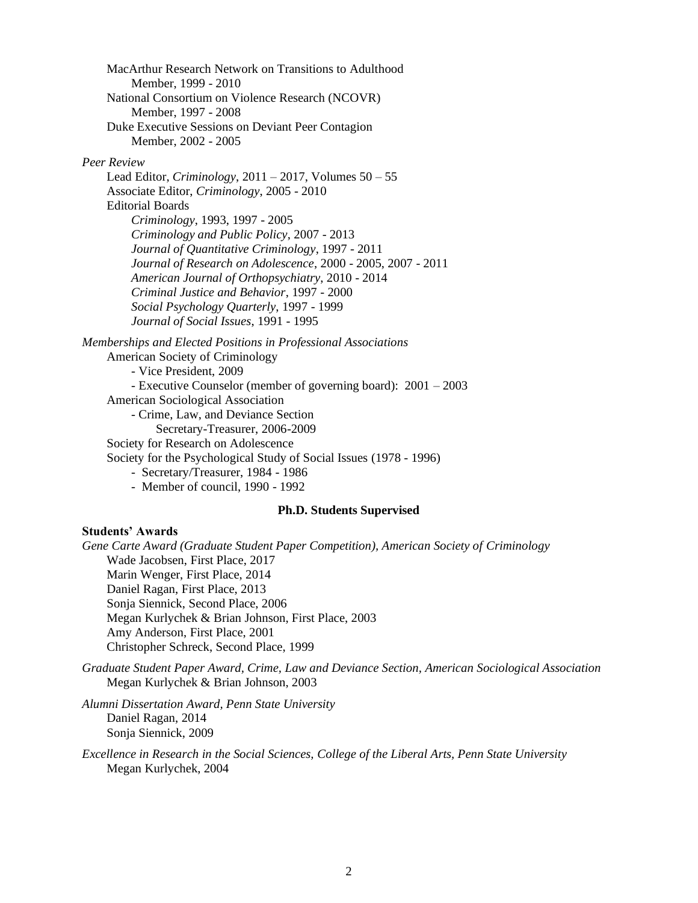MacArthur Research Network on Transitions to Adulthood
    Member, 1999 - 2010
National Consortium on Violence Research (NCOVR)
    Member, 1997 - 2008
Duke Executive Sessions on Deviant Peer Contagion
    Member, 2002 - 2005

*Peer Review*

Lead Editor, *Criminology*, 2011 – 2017, Volumes 50 – 55
Associate Editor, *Criminology*, 2005 - 2010
Editorial Boards
- *Criminology*, 1993, 1997 - 2005
- *Criminology and Public Policy*, 2007 - 2013
- *Journal of Quantitative Criminology*, 1997 - 2011
- *Journal of Research on Adolescence*, 2000 - 2005, 2007 - 2011
- *American Journal of Orthopsychiatry*, 2010 - 2014
- *Criminal Justice and Behavior*, 1997 - 2000
- *Social Psychology Quarterly*, 1997 - 1999
- *Journal of Social Issues*, 1991 - 1995

*Memberships and Elected Positions in Professional Associations*

American Society of Criminology
- Vice President, 2009
- Executive Counselor (member of governing board): 2001 – 2003

American Sociological Association
- Crime, Law, and Deviance Section
    Secretary-Treasurer, 2006-2009

Society for Research on Adolescence

Society for the Psychological Study of Social Issues (1978 - 1996)
- Secretary/Treasurer, 1984 - 1986
- Member of council, 1990 - 1992

## Ph.D. Students Supervised

**Students' Awards**

*Gene Carte Award (Graduate Student Paper Competition), American Society of Criminology*
- Wade Jacobsen, First Place, 2017
- Marin Wenger, First Place, 2014
- Daniel Ragan, First Place, 2013
- Sonja Siennick, Second Place, 2006
- Megan Kurlychek & Brian Johnson, First Place, 2003
- Amy Anderson, First Place, 2001
- Christopher Schreck, Second Place, 1999

*Graduate Student Paper Award, Crime, Law and Deviance Section, American Sociological Association*
- Megan Kurlychek & Brian Johnson, 2003

*Alumni Dissertation Award, Penn State University*
- Daniel Ragan, 2014
- Sonja Siennick, 2009

*Excellence in Research in the Social Sciences, College of the Liberal Arts, Penn State University*
- Megan Kurlychek, 2004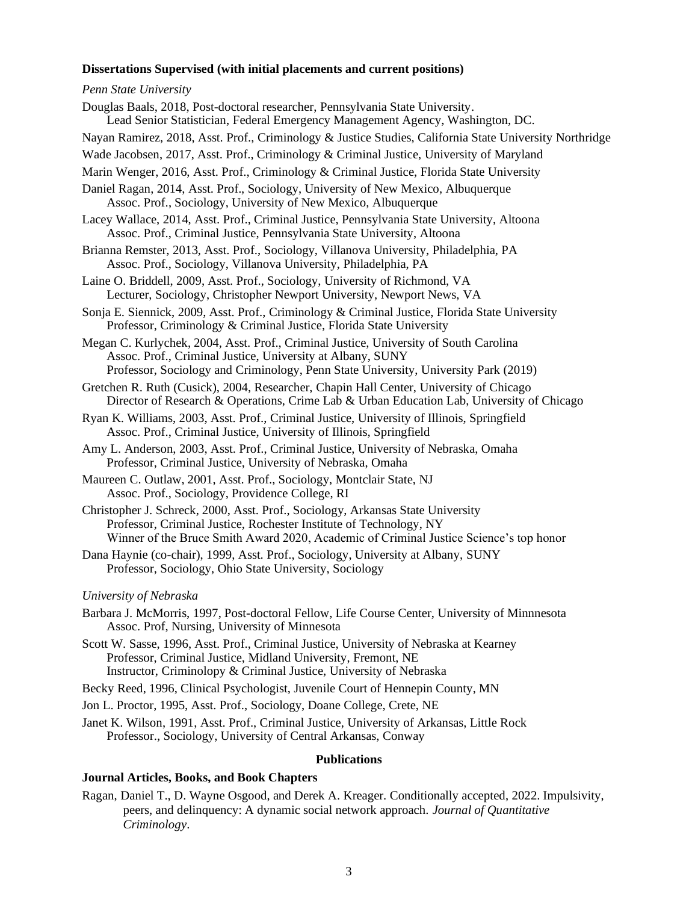**Dissertations Supervised (with initial placements and current positions)**

*Penn State University*

Douglas Baals, 2018, Post-doctoral researcher, Pennsylvania State University.
    Lead Senior Statistician, Federal Emergency Management Agency, Washington, DC.

Nayan Ramirez, 2018, Asst. Prof., Criminology & Justice Studies, California State University Northridge

Wade Jacobsen, 2017, Asst. Prof., Criminology & Criminal Justice, University of Maryland

Marin Wenger, 2016, Asst. Prof., Criminology & Criminal Justice, Florida State University

Daniel Ragan, 2014, Asst. Prof., Sociology, University of New Mexico, Albuquerque
    Assoc. Prof., Sociology, University of New Mexico, Albuquerque

Lacey Wallace, 2014, Asst. Prof., Criminal Justice, Pennsylvania State University, Altoona
    Assoc. Prof., Criminal Justice, Pennsylvania State University, Altoona

Brianna Remster, 2013, Asst. Prof., Sociology, Villanova University, Philadelphia, PA
    Assoc. Prof., Sociology, Villanova University, Philadelphia, PA

Laine O. Briddell, 2009, Asst. Prof., Sociology, University of Richmond, VA
    Lecturer, Sociology, Christopher Newport University, Newport News, VA

Sonja E. Siennick, 2009, Asst. Prof., Criminology & Criminal Justice, Florida State University
    Professor, Criminology & Criminal Justice, Florida State University

Megan C. Kurlychek, 2004, Asst. Prof., Criminal Justice, University of South Carolina
    Assoc. Prof., Criminal Justice, University at Albany, SUNY
    Professor, Sociology and Criminology, Penn State University, University Park (2019)

Gretchen R. Ruth (Cusick), 2004, Researcher, Chapin Hall Center, University of Chicago
    Director of Research & Operations, Crime Lab & Urban Education Lab, University of Chicago

Ryan K. Williams, 2003, Asst. Prof., Criminal Justice, University of Illinois, Springfield
    Assoc. Prof., Criminal Justice, University of Illinois, Springfield

Amy L. Anderson, 2003, Asst. Prof., Criminal Justice, University of Nebraska, Omaha
    Professor, Criminal Justice, University of Nebraska, Omaha

Maureen C. Outlaw, 2001, Asst. Prof., Sociology, Montclair State, NJ
    Assoc. Prof., Sociology, Providence College, RI

Christopher J. Schreck, 2000, Asst. Prof., Sociology, Arkansas State University
    Professor, Criminal Justice, Rochester Institute of Technology, NY
    Winner of the Bruce Smith Award 2020, Academic of Criminal Justice Science's top honor

Dana Haynie (co-chair), 1999, Asst. Prof., Sociology, University at Albany, SUNY
    Professor, Sociology, Ohio State University, Sociology

*University of Nebraska*

Barbara J. McMorris, 1997, Post-doctoral Fellow, Life Course Center, University of Minnnesota
    Assoc. Prof, Nursing, University of Minnesota

Scott W. Sasse, 1996, Asst. Prof., Criminal Justice, University of Nebraska at Kearney
    Professor, Criminal Justice, Midland University, Fremont, NE
    Instructor, Criminolopy & Criminal Justice, University of Nebraska

Becky Reed, 1996, Clinical Psychologist, Juvenile Court of Hennepin County, MN

Jon L. Proctor, 1995, Asst. Prof., Sociology, Doane College, Crete, NE

Janet K. Wilson, 1991, Asst. Prof., Criminal Justice, University of Arkansas, Little Rock
    Professor., Sociology, University of Central Arkansas, Conway

## Publications

**Journal Articles, Books, and Book Chapters**

Ragan, Daniel T., D. Wayne Osgood, and Derek A. Kreager. Conditionally accepted, 2022. Impulsivity, peers, and delinquency: A dynamic social network approach. *Journal of Quantitative Criminology*.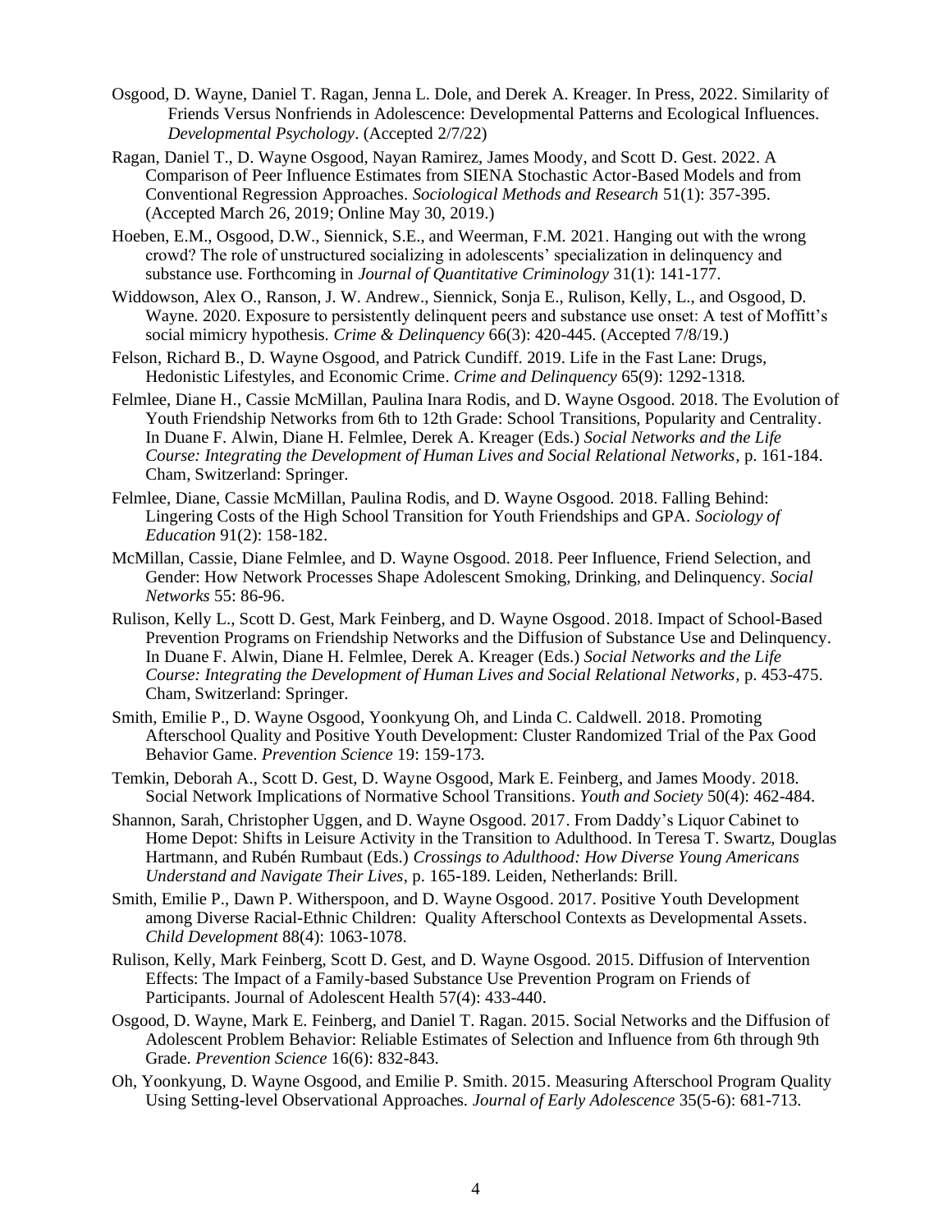Osgood, D. Wayne, Daniel T. Ragan, Jenna L. Dole, and Derek A. Kreager. In Press, 2022. Similarity of Friends Versus Nonfriends in Adolescence: Developmental Patterns and Ecological Influences. *Developmental Psychology*. (Accepted 2/7/22)

Ragan, Daniel T., D. Wayne Osgood, Nayan Ramirez, James Moody, and Scott D. Gest. 2022. A Comparison of Peer Influence Estimates from SIENA Stochastic Actor-Based Models and from Conventional Regression Approaches. *Sociological Methods and Research* 51(1): 357-395. (Accepted March 26, 2019; Online May 30, 2019.)

Hoeben, E.M., Osgood, D.W., Siennick, S.E., and Weerman, F.M. 2021. Hanging out with the wrong crowd? The role of unstructured socializing in adolescents' specialization in delinquency and substance use. Forthcoming in *Journal of Quantitative Criminology* 31(1): 141-177.

Widdowson, Alex O., Ranson, J. W. Andrew., Siennick, Sonja E., Rulison, Kelly, L., and Osgood, D. Wayne. 2020. Exposure to persistently delinquent peers and substance use onset: A test of Moffitt's social mimicry hypothesis. *Crime & Delinquency* 66(3): 420-445. (Accepted 7/8/19.)

Felson, Richard B., D. Wayne Osgood, and Patrick Cundiff. 2019. Life in the Fast Lane: Drugs, Hedonistic Lifestyles, and Economic Crime. *Crime and Delinquency* 65(9): 1292-1318.

Felmlee, Diane H., Cassie McMillan, Paulina Inara Rodis, and D. Wayne Osgood. 2018. The Evolution of Youth Friendship Networks from 6th to 12th Grade: School Transitions, Popularity and Centrality. In Duane F. Alwin, Diane H. Felmlee, Derek A. Kreager (Eds.) *Social Networks and the Life Course: Integrating the Development of Human Lives and Social Relational Networks*, p. 161-184. Cham, Switzerland: Springer.

Felmlee, Diane, Cassie McMillan, Paulina Rodis, and D. Wayne Osgood. 2018. Falling Behind: Lingering Costs of the High School Transition for Youth Friendships and GPA. *Sociology of Education* 91(2): 158-182.

McMillan, Cassie, Diane Felmlee, and D. Wayne Osgood. 2018. Peer Influence, Friend Selection, and Gender: How Network Processes Shape Adolescent Smoking, Drinking, and Delinquency. *Social Networks* 55: 86-96.

Rulison, Kelly L., Scott D. Gest, Mark Feinberg, and D. Wayne Osgood. 2018. Impact of School-Based Prevention Programs on Friendship Networks and the Diffusion of Substance Use and Delinquency. In Duane F. Alwin, Diane H. Felmlee, Derek A. Kreager (Eds.) *Social Networks and the Life Course: Integrating the Development of Human Lives and Social Relational Networks*, p. 453-475. Cham, Switzerland: Springer.

Smith, Emilie P., D. Wayne Osgood, Yoonkyung Oh, and Linda C. Caldwell. 2018. Promoting Afterschool Quality and Positive Youth Development: Cluster Randomized Trial of the Pax Good Behavior Game. *Prevention Science* 19: 159-173.

Temkin, Deborah A., Scott D. Gest, D. Wayne Osgood, Mark E. Feinberg, and James Moody. 2018. Social Network Implications of Normative School Transitions. *Youth and Society* 50(4): 462-484.

Shannon, Sarah, Christopher Uggen, and D. Wayne Osgood. 2017. From Daddy's Liquor Cabinet to Home Depot: Shifts in Leisure Activity in the Transition to Adulthood. In Teresa T. Swartz, Douglas Hartmann, and Rubén Rumbaut (Eds.) *Crossings to Adulthood: How Diverse Young Americans Understand and Navigate Their Lives*, p. 165-189. Leiden, Netherlands: Brill.

Smith, Emilie P., Dawn P. Witherspoon, and D. Wayne Osgood. 2017. Positive Youth Development among Diverse Racial-Ethnic Children: Quality Afterschool Contexts as Developmental Assets. *Child Development* 88(4): 1063-1078.

Rulison, Kelly, Mark Feinberg, Scott D. Gest, and D. Wayne Osgood. 2015. Diffusion of Intervention Effects: The Impact of a Family-based Substance Use Prevention Program on Friends of Participants. Journal of Adolescent Health 57(4): 433-440.

Osgood, D. Wayne, Mark E. Feinberg, and Daniel T. Ragan. 2015. Social Networks and the Diffusion of Adolescent Problem Behavior: Reliable Estimates of Selection and Influence from 6th through 9th Grade. *Prevention Science* 16(6): 832-843.

Oh, Yoonkyung, D. Wayne Osgood, and Emilie P. Smith. 2015. Measuring Afterschool Program Quality Using Setting-level Observational Approaches. *Journal of Early Adolescence* 35(5-6): 681-713.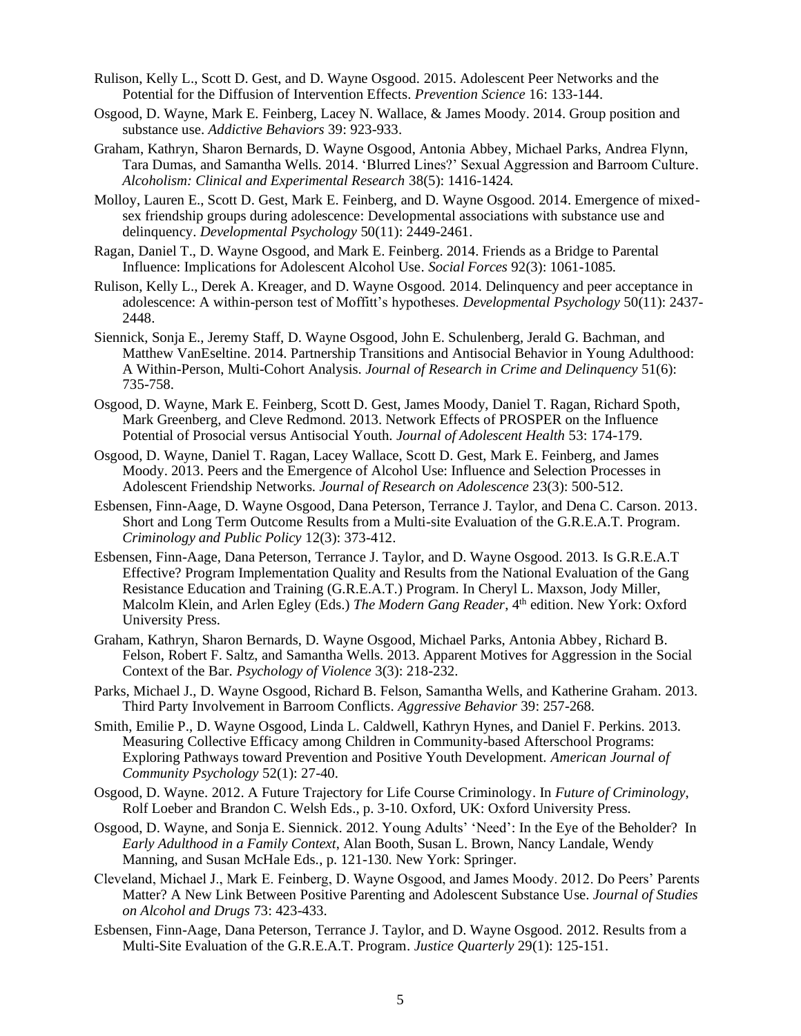Rulison, Kelly L., Scott D. Gest, and D. Wayne Osgood. 2015. Adolescent Peer Networks and the Potential for the Diffusion of Intervention Effects. *Prevention Science* 16: 133-144.

Osgood, D. Wayne, Mark E. Feinberg, Lacey N. Wallace, & James Moody. 2014. Group position and substance use. *Addictive Behaviors* 39: 923-933.

Graham, Kathryn, Sharon Bernards, D. Wayne Osgood, Antonia Abbey, Michael Parks, Andrea Flynn, Tara Dumas, and Samantha Wells. 2014. 'Blurred Lines?' Sexual Aggression and Barroom Culture. *Alcoholism: Clinical and Experimental Research* 38(5): 1416-1424.

Molloy, Lauren E., Scott D. Gest, Mark E. Feinberg, and D. Wayne Osgood. 2014. Emergence of mixed-sex friendship groups during adolescence: Developmental associations with substance use and delinquency. *Developmental Psychology* 50(11): 2449-2461.

Ragan, Daniel T., D. Wayne Osgood, and Mark E. Feinberg. 2014. Friends as a Bridge to Parental Influence: Implications for Adolescent Alcohol Use. *Social Forces* 92(3): 1061-1085.

Rulison, Kelly L., Derek A. Kreager, and D. Wayne Osgood. 2014. Delinquency and peer acceptance in adolescence: A within-person test of Moffitt's hypotheses. *Developmental Psychology* 50(11): 2437-2448.

Siennick, Sonja E., Jeremy Staff, D. Wayne Osgood, John E. Schulenberg, Jerald G. Bachman, and Matthew VanEseltine. 2014. Partnership Transitions and Antisocial Behavior in Young Adulthood: A Within-Person, Multi-Cohort Analysis. *Journal of Research in Crime and Delinquency* 51(6): 735-758.

Osgood, D. Wayne, Mark E. Feinberg, Scott D. Gest, James Moody, Daniel T. Ragan, Richard Spoth, Mark Greenberg, and Cleve Redmond. 2013. Network Effects of PROSPER on the Influence Potential of Prosocial versus Antisocial Youth. *Journal of Adolescent Health* 53: 174-179.

Osgood, D. Wayne, Daniel T. Ragan, Lacey Wallace, Scott D. Gest, Mark E. Feinberg, and James Moody. 2013. Peers and the Emergence of Alcohol Use: Influence and Selection Processes in Adolescent Friendship Networks. *Journal of Research on Adolescence* 23(3): 500-512.

Esbensen, Finn-Aage, D. Wayne Osgood, Dana Peterson, Terrance J. Taylor, and Dena C. Carson. 2013. Short and Long Term Outcome Results from a Multi-site Evaluation of the G.R.E.A.T. Program. *Criminology and Public Policy* 12(3): 373-412.

Esbensen, Finn-Aage, Dana Peterson, Terrance J. Taylor, and D. Wayne Osgood. 2013. Is G.R.E.A.T Effective? Program Implementation Quality and Results from the National Evaluation of the Gang Resistance Education and Training (G.R.E.A.T.) Program. In Cheryl L. Maxson, Jody Miller, Malcolm Klein, and Arlen Egley (Eds.) *The Modern Gang Reader*, 4th edition. New York: Oxford University Press.

Graham, Kathryn, Sharon Bernards, D. Wayne Osgood, Michael Parks, Antonia Abbey, Richard B. Felson, Robert F. Saltz, and Samantha Wells. 2013. Apparent Motives for Aggression in the Social Context of the Bar. *Psychology of Violence* 3(3): 218-232.

Parks, Michael J., D. Wayne Osgood, Richard B. Felson, Samantha Wells, and Katherine Graham. 2013. Third Party Involvement in Barroom Conflicts. *Aggressive Behavior* 39: 257-268.

Smith, Emilie P., D. Wayne Osgood, Linda L. Caldwell, Kathryn Hynes, and Daniel F. Perkins. 2013. Measuring Collective Efficacy among Children in Community-based Afterschool Programs: Exploring Pathways toward Prevention and Positive Youth Development. *American Journal of Community Psychology* 52(1): 27-40.

Osgood, D. Wayne. 2012. A Future Trajectory for Life Course Criminology. In *Future of Criminology*, Rolf Loeber and Brandon C. Welsh Eds., p. 3-10. Oxford, UK: Oxford University Press.

Osgood, D. Wayne, and Sonja E. Siennick. 2012. Young Adults' 'Need': In the Eye of the Beholder? In *Early Adulthood in a Family Context*, Alan Booth, Susan L. Brown, Nancy Landale, Wendy Manning, and Susan McHale Eds., p. 121-130. New York: Springer.

Cleveland, Michael J., Mark E. Feinberg, D. Wayne Osgood, and James Moody. 2012. Do Peers' Parents Matter? A New Link Between Positive Parenting and Adolescent Substance Use. *Journal of Studies on Alcohol and Drugs* 73: 423-433.

Esbensen, Finn-Aage, Dana Peterson, Terrance J. Taylor, and D. Wayne Osgood. 2012. Results from a Multi-Site Evaluation of the G.R.E.A.T. Program. *Justice Quarterly* 29(1): 125-151.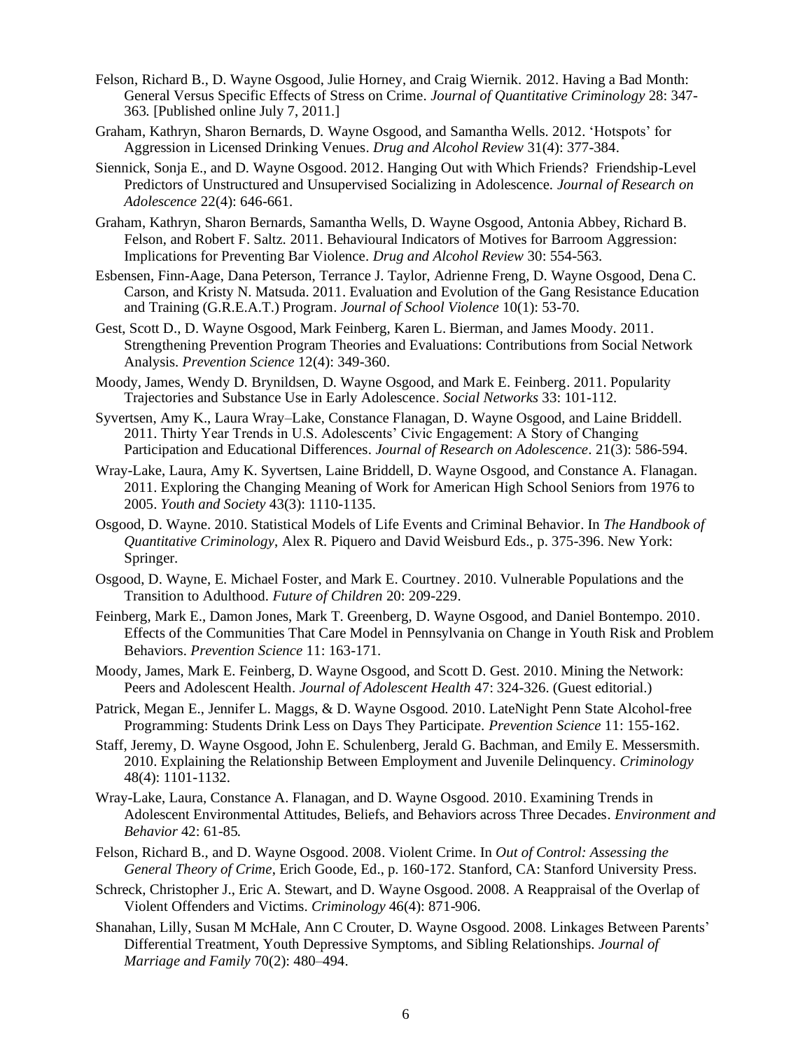Felson, Richard B., D. Wayne Osgood, Julie Horney, and Craig Wiernik. 2012. Having a Bad Month: General Versus Specific Effects of Stress on Crime. *Journal of Quantitative Criminology* 28: 347-363. [Published online July 7, 2011.]

Graham, Kathryn, Sharon Bernards, D. Wayne Osgood, and Samantha Wells. 2012. 'Hotspots' for Aggression in Licensed Drinking Venues. *Drug and Alcohol Review* 31(4): 377-384.

Siennick, Sonja E., and D. Wayne Osgood. 2012. Hanging Out with Which Friends? Friendship-Level Predictors of Unstructured and Unsupervised Socializing in Adolescence. *Journal of Research on Adolescence* 22(4): 646-661.

Graham, Kathryn, Sharon Bernards, Samantha Wells, D. Wayne Osgood, Antonia Abbey, Richard B. Felson, and Robert F. Saltz. 2011. Behavioural Indicators of Motives for Barroom Aggression: Implications for Preventing Bar Violence. *Drug and Alcohol Review* 30: 554-563.

Esbensen, Finn-Aage, Dana Peterson, Terrance J. Taylor, Adrienne Freng, D. Wayne Osgood, Dena C. Carson, and Kristy N. Matsuda. 2011. Evaluation and Evolution of the Gang Resistance Education and Training (G.R.E.A.T.) Program. *Journal of School Violence* 10(1): 53-70.

Gest, Scott D., D. Wayne Osgood, Mark Feinberg, Karen L. Bierman, and James Moody. 2011. Strengthening Prevention Program Theories and Evaluations: Contributions from Social Network Analysis. *Prevention Science* 12(4): 349-360.

Moody, James, Wendy D. Brynildsen, D. Wayne Osgood, and Mark E. Feinberg. 2011. Popularity Trajectories and Substance Use in Early Adolescence. *Social Networks* 33: 101-112.

Syvertsen, Amy K., Laura Wray–Lake, Constance Flanagan, D. Wayne Osgood, and Laine Briddell. 2011. Thirty Year Trends in U.S. Adolescents' Civic Engagement: A Story of Changing Participation and Educational Differences. *Journal of Research on Adolescence*. 21(3): 586-594.

Wray-Lake, Laura, Amy K. Syvertsen, Laine Briddell, D. Wayne Osgood, and Constance A. Flanagan. 2011. Exploring the Changing Meaning of Work for American High School Seniors from 1976 to 2005. *Youth and Society* 43(3): 1110-1135.

Osgood, D. Wayne. 2010. Statistical Models of Life Events and Criminal Behavior. In *The Handbook of Quantitative Criminology*, Alex R. Piquero and David Weisburd Eds., p. 375-396. New York: Springer.

Osgood, D. Wayne, E. Michael Foster, and Mark E. Courtney. 2010. Vulnerable Populations and the Transition to Adulthood. *Future of Children* 20: 209-229.

Feinberg, Mark E., Damon Jones, Mark T. Greenberg, D. Wayne Osgood, and Daniel Bontempo. 2010. Effects of the Communities That Care Model in Pennsylvania on Change in Youth Risk and Problem Behaviors. *Prevention Science* 11: 163-171.

Moody, James, Mark E. Feinberg, D. Wayne Osgood, and Scott D. Gest. 2010. Mining the Network: Peers and Adolescent Health. *Journal of Adolescent Health* 47: 324-326. (Guest editorial.)

Patrick, Megan E., Jennifer L. Maggs, & D. Wayne Osgood. 2010. LateNight Penn State Alcohol-free Programming: Students Drink Less on Days They Participate. *Prevention Science* 11: 155-162.

Staff, Jeremy, D. Wayne Osgood, John E. Schulenberg, Jerald G. Bachman, and Emily E. Messersmith. 2010. Explaining the Relationship Between Employment and Juvenile Delinquency. *Criminology* 48(4): 1101-1132.

Wray-Lake, Laura, Constance A. Flanagan, and D. Wayne Osgood. 2010. Examining Trends in Adolescent Environmental Attitudes, Beliefs, and Behaviors across Three Decades. *Environment and Behavior* 42: 61-85.

Felson, Richard B., and D. Wayne Osgood. 2008. Violent Crime. In *Out of Control: Assessing the General Theory of Crime*, Erich Goode, Ed., p. 160-172. Stanford, CA: Stanford University Press.

Schreck, Christopher J., Eric A. Stewart, and D. Wayne Osgood. 2008. A Reappraisal of the Overlap of Violent Offenders and Victims. *Criminology* 46(4): 871-906.

Shanahan, Lilly, Susan M McHale, Ann C Crouter, D. Wayne Osgood. 2008. Linkages Between Parents' Differential Treatment, Youth Depressive Symptoms, and Sibling Relationships. *Journal of Marriage and Family* 70(2): 480–494.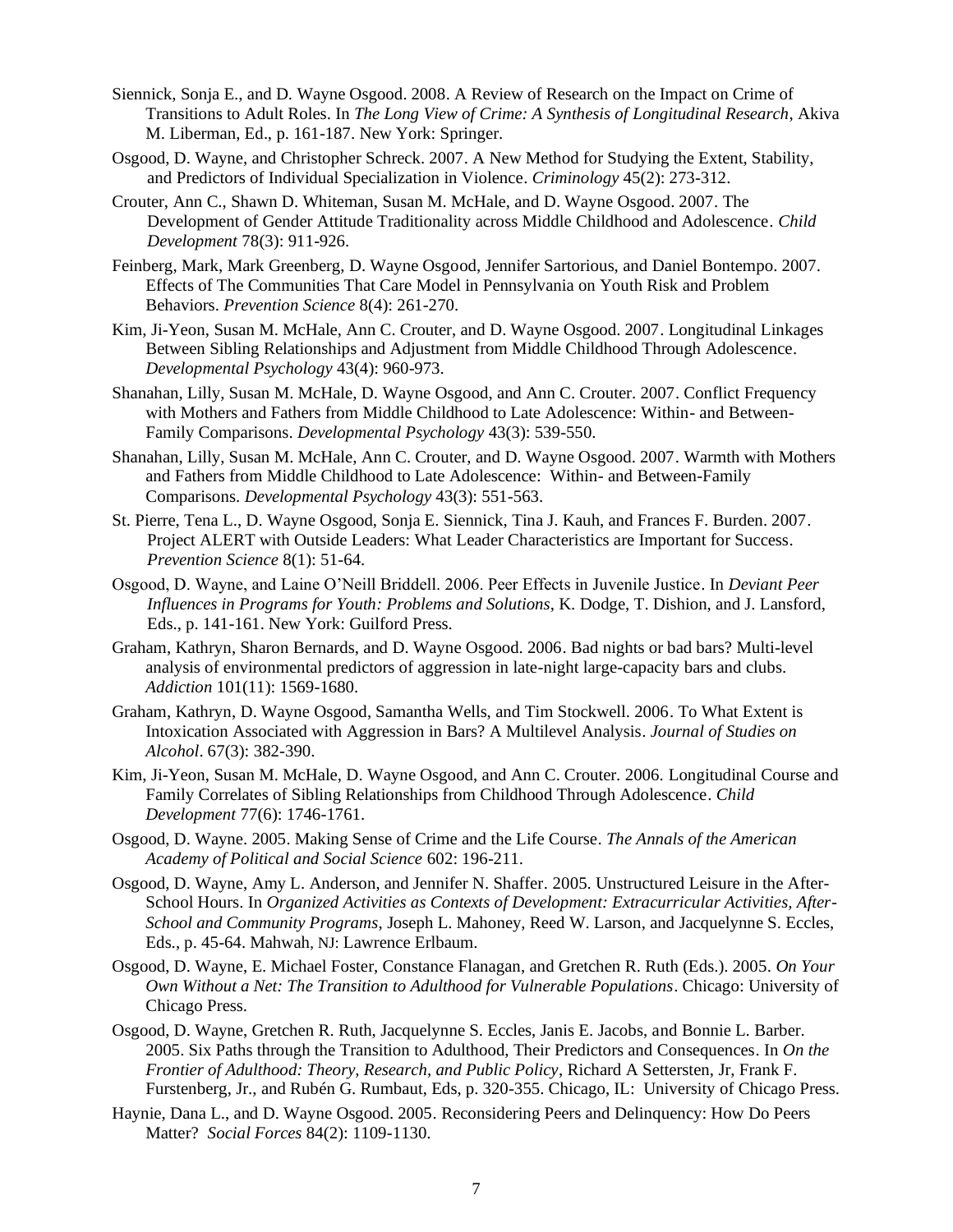Siennick, Sonja E., and D. Wayne Osgood. 2008. A Review of Research on the Impact on Crime of Transitions to Adult Roles. In *The Long View of Crime: A Synthesis of Longitudinal Research*, Akiva M. Liberman, Ed., p. 161-187. New York: Springer.

Osgood, D. Wayne, and Christopher Schreck. 2007. A New Method for Studying the Extent, Stability, and Predictors of Individual Specialization in Violence. *Criminology* 45(2): 273-312.

Crouter, Ann C., Shawn D. Whiteman, Susan M. McHale, and D. Wayne Osgood. 2007. The Development of Gender Attitude Traditionality across Middle Childhood and Adolescence. *Child Development* 78(3): 911-926.

Feinberg, Mark, Mark Greenberg, D. Wayne Osgood, Jennifer Sartorious, and Daniel Bontempo. 2007. Effects of The Communities That Care Model in Pennsylvania on Youth Risk and Problem Behaviors. *Prevention Science* 8(4): 261-270.

Kim, Ji-Yeon, Susan M. McHale, Ann C. Crouter, and D. Wayne Osgood. 2007. Longitudinal Linkages Between Sibling Relationships and Adjustment from Middle Childhood Through Adolescence. *Developmental Psychology* 43(4): 960-973.

Shanahan, Lilly, Susan M. McHale, D. Wayne Osgood, and Ann C. Crouter. 2007. Conflict Frequency with Mothers and Fathers from Middle Childhood to Late Adolescence: Within- and Between-Family Comparisons. *Developmental Psychology* 43(3): 539-550.

Shanahan, Lilly, Susan M. McHale, Ann C. Crouter, and D. Wayne Osgood. 2007. Warmth with Mothers and Fathers from Middle Childhood to Late Adolescence: Within- and Between-Family Comparisons. *Developmental Psychology* 43(3): 551-563.

St. Pierre, Tena L., D. Wayne Osgood, Sonja E. Siennick, Tina J. Kauh, and Frances F. Burden. 2007. Project ALERT with Outside Leaders: What Leader Characteristics are Important for Success. *Prevention Science* 8(1): 51-64.

Osgood, D. Wayne, and Laine O'Neill Briddell. 2006. Peer Effects in Juvenile Justice. In *Deviant Peer Influences in Programs for Youth: Problems and Solutions*, K. Dodge, T. Dishion, and J. Lansford, Eds., p. 141-161. New York: Guilford Press.

Graham, Kathryn, Sharon Bernards, and D. Wayne Osgood. 2006. Bad nights or bad bars? Multi-level analysis of environmental predictors of aggression in late-night large-capacity bars and clubs. *Addiction* 101(11): 1569-1680.

Graham, Kathryn, D. Wayne Osgood, Samantha Wells, and Tim Stockwell. 2006. To What Extent is Intoxication Associated with Aggression in Bars? A Multilevel Analysis. *Journal of Studies on Alcohol*. 67(3): 382-390.

Kim, Ji-Yeon, Susan M. McHale, D. Wayne Osgood, and Ann C. Crouter. 2006. Longitudinal Course and Family Correlates of Sibling Relationships from Childhood Through Adolescence. *Child Development* 77(6): 1746-1761.

Osgood, D. Wayne. 2005. Making Sense of Crime and the Life Course. *The Annals of the American Academy of Political and Social Science* 602: 196-211.

Osgood, D. Wayne, Amy L. Anderson, and Jennifer N. Shaffer. 2005. Unstructured Leisure in the After-School Hours. In *Organized Activities as Contexts of Development: Extracurricular Activities, After-School and Community Programs*, Joseph L. Mahoney, Reed W. Larson, and Jacquelynne S. Eccles, Eds., p. 45-64. Mahwah, NJ: Lawrence Erlbaum.

Osgood, D. Wayne, E. Michael Foster, Constance Flanagan, and Gretchen R. Ruth (Eds.). 2005. *On Your Own Without a Net: The Transition to Adulthood for Vulnerable Populations*. Chicago: University of Chicago Press.

Osgood, D. Wayne, Gretchen R. Ruth, Jacquelynne S. Eccles, Janis E. Jacobs, and Bonnie L. Barber. 2005. Six Paths through the Transition to Adulthood, Their Predictors and Consequences. In *On the Frontier of Adulthood: Theory, Research, and Public Policy*, Richard A Settersten, Jr, Frank F. Furstenberg, Jr., and Rubén G. Rumbaut, Eds, p. 320-355. Chicago, IL: University of Chicago Press.

Haynie, Dana L., and D. Wayne Osgood. 2005. Reconsidering Peers and Delinquency: How Do Peers Matter? *Social Forces* 84(2): 1109-1130.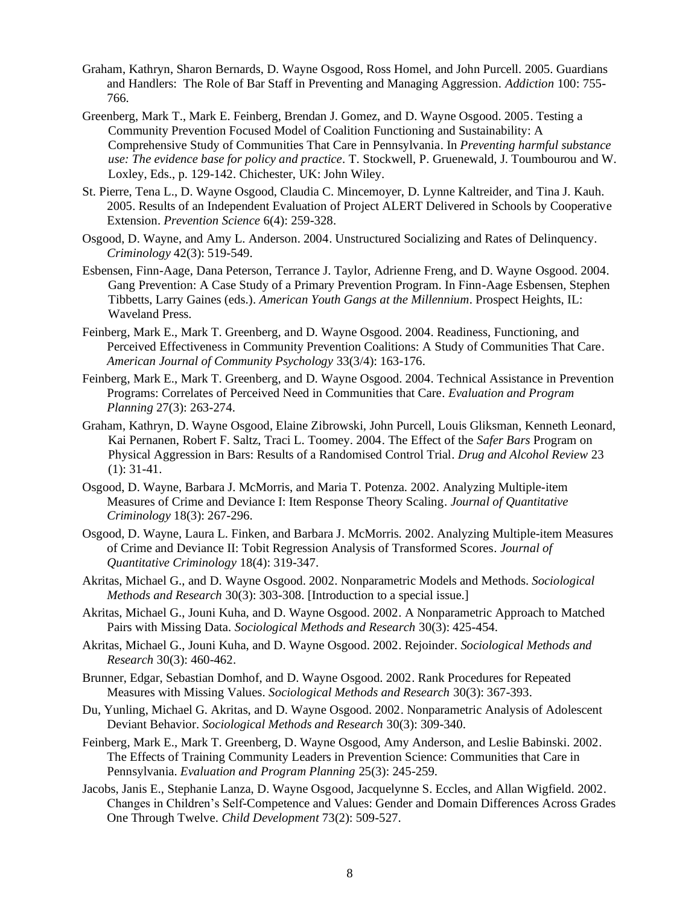Graham, Kathryn, Sharon Bernards, D. Wayne Osgood, Ross Homel, and John Purcell. 2005. Guardians and Handlers: The Role of Bar Staff in Preventing and Managing Aggression. *Addiction* 100: 755-766.

Greenberg, Mark T., Mark E. Feinberg, Brendan J. Gomez, and D. Wayne Osgood. 2005. Testing a Community Prevention Focused Model of Coalition Functioning and Sustainability: A Comprehensive Study of Communities That Care in Pennsylvania. In *Preventing harmful substance use: The evidence base for policy and practice*. T. Stockwell, P. Gruenewald, J. Toumbourou and W. Loxley, Eds., p. 129-142. Chichester, UK: John Wiley.

St. Pierre, Tena L., D. Wayne Osgood, Claudia C. Mincemoyer, D. Lynne Kaltreider, and Tina J. Kauh. 2005. Results of an Independent Evaluation of Project ALERT Delivered in Schools by Cooperative Extension. *Prevention Science* 6(4): 259-328.

Osgood, D. Wayne, and Amy L. Anderson. 2004. Unstructured Socializing and Rates of Delinquency. *Criminology* 42(3): 519-549.

Esbensen, Finn-Aage, Dana Peterson, Terrance J. Taylor, Adrienne Freng, and D. Wayne Osgood. 2004. Gang Prevention: A Case Study of a Primary Prevention Program. In Finn-Aage Esbensen, Stephen Tibbetts, Larry Gaines (eds.). *American Youth Gangs at the Millennium*. Prospect Heights, IL: Waveland Press.

Feinberg, Mark E., Mark T. Greenberg, and D. Wayne Osgood. 2004. Readiness, Functioning, and Perceived Effectiveness in Community Prevention Coalitions: A Study of Communities That Care. *American Journal of Community Psychology* 33(3/4): 163-176.

Feinberg, Mark E., Mark T. Greenberg, and D. Wayne Osgood. 2004. Technical Assistance in Prevention Programs: Correlates of Perceived Need in Communities that Care. *Evaluation and Program Planning* 27(3): 263-274.

Graham, Kathryn, D. Wayne Osgood, Elaine Zibrowski, John Purcell, Louis Gliksman, Kenneth Leonard, Kai Pernanen, Robert F. Saltz, Traci L. Toomey. 2004. The Effect of the *Safer Bars* Program on Physical Aggression in Bars: Results of a Randomised Control Trial. *Drug and Alcohol Review* 23 (1): 31-41.

Osgood, D. Wayne, Barbara J. McMorris, and Maria T. Potenza. 2002. Analyzing Multiple-item Measures of Crime and Deviance I: Item Response Theory Scaling. *Journal of Quantitative Criminology* 18(3): 267-296.

Osgood, D. Wayne, Laura L. Finken, and Barbara J. McMorris. 2002. Analyzing Multiple-item Measures of Crime and Deviance II: Tobit Regression Analysis of Transformed Scores. *Journal of Quantitative Criminology* 18(4): 319-347.

Akritas, Michael G., and D. Wayne Osgood. 2002. Nonparametric Models and Methods. *Sociological Methods and Research* 30(3): 303-308. [Introduction to a special issue.]

Akritas, Michael G., Jouni Kuha, and D. Wayne Osgood. 2002. A Nonparametric Approach to Matched Pairs with Missing Data. *Sociological Methods and Research* 30(3): 425-454.

Akritas, Michael G., Jouni Kuha, and D. Wayne Osgood. 2002. Rejoinder. *Sociological Methods and Research* 30(3): 460-462.

Brunner, Edgar, Sebastian Domhof, and D. Wayne Osgood. 2002. Rank Procedures for Repeated Measures with Missing Values. *Sociological Methods and Research* 30(3): 367-393.

Du, Yunling, Michael G. Akritas, and D. Wayne Osgood. 2002. Nonparametric Analysis of Adolescent Deviant Behavior. *Sociological Methods and Research* 30(3): 309-340.

Feinberg, Mark E., Mark T. Greenberg, D. Wayne Osgood, Amy Anderson, and Leslie Babinski. 2002. The Effects of Training Community Leaders in Prevention Science: Communities that Care in Pennsylvania. *Evaluation and Program Planning* 25(3): 245-259.

Jacobs, Janis E., Stephanie Lanza, D. Wayne Osgood, Jacquelynne S. Eccles, and Allan Wigfield. 2002. Changes in Children's Self-Competence and Values: Gender and Domain Differences Across Grades One Through Twelve. *Child Development* 73(2): 509-527.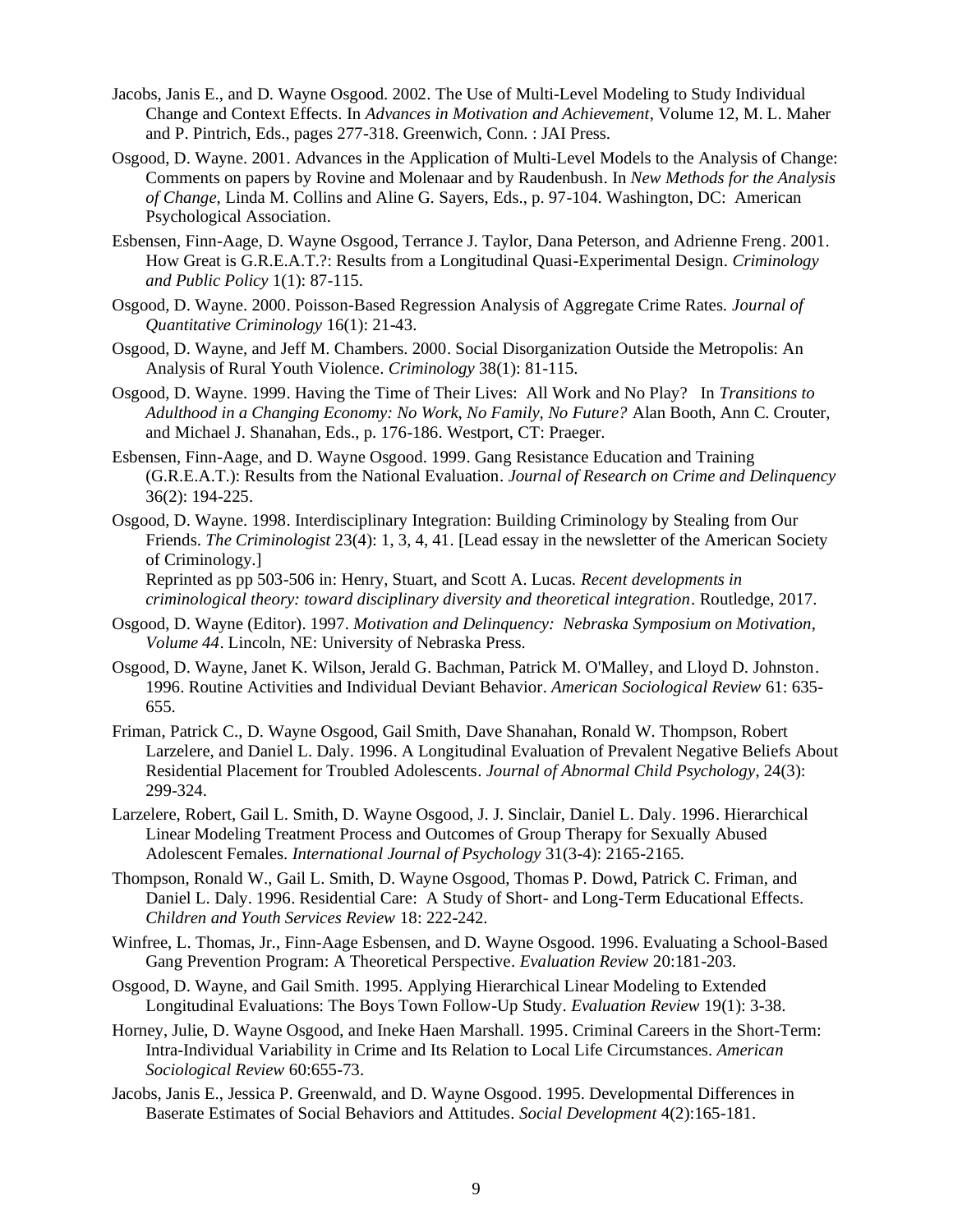Jacobs, Janis E., and D. Wayne Osgood. 2002. The Use of Multi-Level Modeling to Study Individual Change and Context Effects. In *Advances in Motivation and Achievement*, Volume 12, M. L. Maher and P. Pintrich, Eds., pages 277-318. Greenwich, Conn. : JAI Press.

Osgood, D. Wayne. 2001. Advances in the Application of Multi-Level Models to the Analysis of Change: Comments on papers by Rovine and Molenaar and by Raudenbush. In *New Methods for the Analysis of Change*, Linda M. Collins and Aline G. Sayers, Eds., p. 97-104. Washington, DC: American Psychological Association.

Esbensen, Finn-Aage, D. Wayne Osgood, Terrance J. Taylor, Dana Peterson, and Adrienne Freng. 2001. How Great is G.R.E.A.T.?: Results from a Longitudinal Quasi-Experimental Design. *Criminology and Public Policy* 1(1): 87-115.

Osgood, D. Wayne. 2000. Poisson-Based Regression Analysis of Aggregate Crime Rates. *Journal of Quantitative Criminology* 16(1): 21-43.

Osgood, D. Wayne, and Jeff M. Chambers. 2000. Social Disorganization Outside the Metropolis: An Analysis of Rural Youth Violence. *Criminology* 38(1): 81-115.

Osgood, D. Wayne. 1999. Having the Time of Their Lives: All Work and No Play? In *Transitions to Adulthood in a Changing Economy: No Work, No Family, No Future?* Alan Booth, Ann C. Crouter, and Michael J. Shanahan, Eds., p. 176-186. Westport, CT: Praeger.

Esbensen, Finn-Aage, and D. Wayne Osgood. 1999. Gang Resistance Education and Training (G.R.E.A.T.): Results from the National Evaluation. *Journal of Research on Crime and Delinquency* 36(2): 194-225.

Osgood, D. Wayne. 1998. Interdisciplinary Integration: Building Criminology by Stealing from Our Friends. *The Criminologist* 23(4): 1, 3, 4, 41. [Lead essay in the newsletter of the American Society of Criminology.]
Reprinted as pp 503-506 in: Henry, Stuart, and Scott A. Lucas. *Recent developments in criminological theory: toward disciplinary diversity and theoretical integration*. Routledge, 2017.

Osgood, D. Wayne (Editor). 1997. *Motivation and Delinquency: Nebraska Symposium on Motivation, Volume 44*. Lincoln, NE: University of Nebraska Press.

Osgood, D. Wayne, Janet K. Wilson, Jerald G. Bachman, Patrick M. O'Malley, and Lloyd D. Johnston. 1996. Routine Activities and Individual Deviant Behavior. *American Sociological Review* 61: 635-655.

Friman, Patrick C., D. Wayne Osgood, Gail Smith, Dave Shanahan, Ronald W. Thompson, Robert Larzelere, and Daniel L. Daly. 1996. A Longitudinal Evaluation of Prevalent Negative Beliefs About Residential Placement for Troubled Adolescents. *Journal of Abnormal Child Psychology*, 24(3): 299-324.

Larzelere, Robert, Gail L. Smith, D. Wayne Osgood, J. J. Sinclair, Daniel L. Daly. 1996. Hierarchical Linear Modeling Treatment Process and Outcomes of Group Therapy for Sexually Abused Adolescent Females. *International Journal of Psychology* 31(3-4): 2165-2165.

Thompson, Ronald W., Gail L. Smith, D. Wayne Osgood, Thomas P. Dowd, Patrick C. Friman, and Daniel L. Daly. 1996. Residential Care: A Study of Short- and Long-Term Educational Effects. *Children and Youth Services Review* 18: 222-242.

Winfree, L. Thomas, Jr., Finn-Aage Esbensen, and D. Wayne Osgood. 1996. Evaluating a School-Based Gang Prevention Program: A Theoretical Perspective. *Evaluation Review* 20:181-203.

Osgood, D. Wayne, and Gail Smith. 1995. Applying Hierarchical Linear Modeling to Extended Longitudinal Evaluations: The Boys Town Follow-Up Study. *Evaluation Review* 19(1): 3-38.

Horney, Julie, D. Wayne Osgood, and Ineke Haen Marshall. 1995. Criminal Careers in the Short-Term: Intra-Individual Variability in Crime and Its Relation to Local Life Circumstances. *American Sociological Review* 60:655-73.

Jacobs, Janis E., Jessica P. Greenwald, and D. Wayne Osgood. 1995. Developmental Differences in Baserate Estimates of Social Behaviors and Attitudes. *Social Development* 4(2):165-181.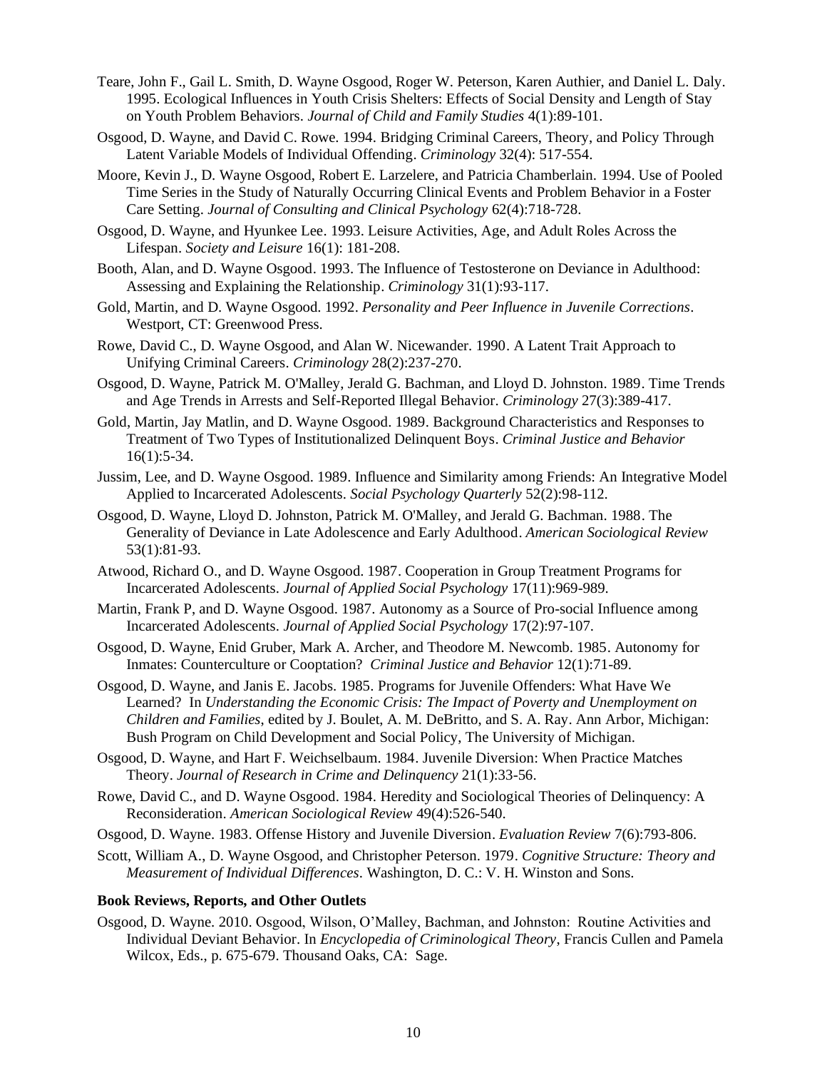Teare, John F., Gail L. Smith, D. Wayne Osgood, Roger W. Peterson, Karen Authier, and Daniel L. Daly. 1995. Ecological Influences in Youth Crisis Shelters: Effects of Social Density and Length of Stay on Youth Problem Behaviors. *Journal of Child and Family Studies* 4(1):89-101.

Osgood, D. Wayne, and David C. Rowe. 1994. Bridging Criminal Careers, Theory, and Policy Through Latent Variable Models of Individual Offending. *Criminology* 32(4): 517-554.

Moore, Kevin J., D. Wayne Osgood, Robert E. Larzelere, and Patricia Chamberlain. 1994. Use of Pooled Time Series in the Study of Naturally Occurring Clinical Events and Problem Behavior in a Foster Care Setting. *Journal of Consulting and Clinical Psychology* 62(4):718-728.

Osgood, D. Wayne, and Hyunkee Lee. 1993. Leisure Activities, Age, and Adult Roles Across the Lifespan. *Society and Leisure* 16(1): 181-208.

Booth, Alan, and D. Wayne Osgood. 1993. The Influence of Testosterone on Deviance in Adulthood: Assessing and Explaining the Relationship. *Criminology* 31(1):93-117.

Gold, Martin, and D. Wayne Osgood. 1992. *Personality and Peer Influence in Juvenile Corrections*. Westport, CT: Greenwood Press.

Rowe, David C., D. Wayne Osgood, and Alan W. Nicewander. 1990. A Latent Trait Approach to Unifying Criminal Careers. *Criminology* 28(2):237-270.

Osgood, D. Wayne, Patrick M. O'Malley, Jerald G. Bachman, and Lloyd D. Johnston. 1989. Time Trends and Age Trends in Arrests and Self-Reported Illegal Behavior. *Criminology* 27(3):389-417.

Gold, Martin, Jay Matlin, and D. Wayne Osgood. 1989. Background Characteristics and Responses to Treatment of Two Types of Institutionalized Delinquent Boys. *Criminal Justice and Behavior* 16(1):5-34.

Jussim, Lee, and D. Wayne Osgood. 1989. Influence and Similarity among Friends: An Integrative Model Applied to Incarcerated Adolescents. *Social Psychology Quarterly* 52(2):98-112.

Osgood, D. Wayne, Lloyd D. Johnston, Patrick M. O'Malley, and Jerald G. Bachman. 1988. The Generality of Deviance in Late Adolescence and Early Adulthood. *American Sociological Review* 53(1):81-93.

Atwood, Richard O., and D. Wayne Osgood. 1987. Cooperation in Group Treatment Programs for Incarcerated Adolescents. *Journal of Applied Social Psychology* 17(11):969-989.

Martin, Frank P, and D. Wayne Osgood. 1987. Autonomy as a Source of Pro-social Influence among Incarcerated Adolescents. *Journal of Applied Social Psychology* 17(2):97-107.

Osgood, D. Wayne, Enid Gruber, Mark A. Archer, and Theodore M. Newcomb. 1985. Autonomy for Inmates: Counterculture or Cooptation? *Criminal Justice and Behavior* 12(1):71-89.

Osgood, D. Wayne, and Janis E. Jacobs. 1985. Programs for Juvenile Offenders: What Have We Learned? In *Understanding the Economic Crisis: The Impact of Poverty and Unemployment on Children and Families*, edited by J. Boulet, A. M. DeBritto, and S. A. Ray. Ann Arbor, Michigan: Bush Program on Child Development and Social Policy, The University of Michigan.

Osgood, D. Wayne, and Hart F. Weichselbaum. 1984. Juvenile Diversion: When Practice Matches Theory. *Journal of Research in Crime and Delinquency* 21(1):33-56.

Rowe, David C., and D. Wayne Osgood. 1984. Heredity and Sociological Theories of Delinquency: A Reconsideration. *American Sociological Review* 49(4):526-540.

Osgood, D. Wayne. 1983. Offense History and Juvenile Diversion. *Evaluation Review* 7(6):793-806.

Scott, William A., D. Wayne Osgood, and Christopher Peterson. 1979. *Cognitive Structure: Theory and Measurement of Individual Differences*. Washington, D. C.: V. H. Winston and Sons.

**Book Reviews, Reports, and Other Outlets**

Osgood, D. Wayne. 2010. Osgood, Wilson, O'Malley, Bachman, and Johnston: Routine Activities and Individual Deviant Behavior. In *Encyclopedia of Criminological Theory*, Francis Cullen and Pamela Wilcox, Eds., p. 675-679. Thousand Oaks, CA: Sage.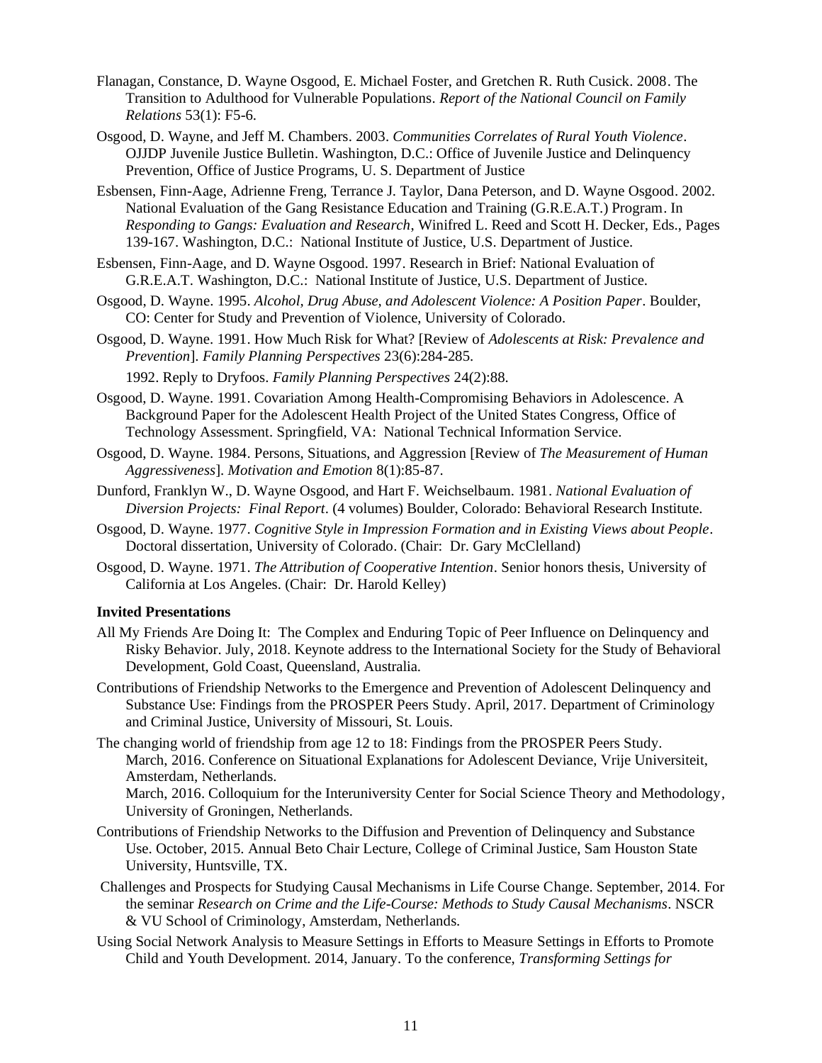Flanagan, Constance, D. Wayne Osgood, E. Michael Foster, and Gretchen R. Ruth Cusick. 2008. The Transition to Adulthood for Vulnerable Populations. *Report of the National Council on Family Relations* 53(1): F5-6.

Osgood, D. Wayne, and Jeff M. Chambers. 2003. *Communities Correlates of Rural Youth Violence*. OJJDP Juvenile Justice Bulletin. Washington, D.C.: Office of Juvenile Justice and Delinquency Prevention, Office of Justice Programs, U. S. Department of Justice

Esbensen, Finn-Aage, Adrienne Freng, Terrance J. Taylor, Dana Peterson, and D. Wayne Osgood. 2002. National Evaluation of the Gang Resistance Education and Training (G.R.E.A.T.) Program. In *Responding to Gangs: Evaluation and Research*, Winifred L. Reed and Scott H. Decker, Eds., Pages 139-167. Washington, D.C.: National Institute of Justice, U.S. Department of Justice.

Esbensen, Finn-Aage, and D. Wayne Osgood. 1997. Research in Brief: National Evaluation of G.R.E.A.T. Washington, D.C.: National Institute of Justice, U.S. Department of Justice.

Osgood, D. Wayne. 1995. *Alcohol, Drug Abuse, and Adolescent Violence: A Position Paper*. Boulder, CO: Center for Study and Prevention of Violence, University of Colorado.

Osgood, D. Wayne. 1991. How Much Risk for What? [Review of *Adolescents at Risk: Prevalence and Prevention*]. *Family Planning Perspectives* 23(6):284-285.

1992. Reply to Dryfoos. *Family Planning Perspectives* 24(2):88.

Osgood, D. Wayne. 1991. Covariation Among Health-Compromising Behaviors in Adolescence. A Background Paper for the Adolescent Health Project of the United States Congress, Office of Technology Assessment. Springfield, VA: National Technical Information Service.

Osgood, D. Wayne. 1984. Persons, Situations, and Aggression [Review of *The Measurement of Human Aggressiveness*]. *Motivation and Emotion* 8(1):85-87.

Dunford, Franklyn W., D. Wayne Osgood, and Hart F. Weichselbaum. 1981. *National Evaluation of Diversion Projects: Final Report*. (4 volumes) Boulder, Colorado: Behavioral Research Institute.

Osgood, D. Wayne. 1977. *Cognitive Style in Impression Formation and in Existing Views about People*. Doctoral dissertation, University of Colorado. (Chair: Dr. Gary McClelland)

Osgood, D. Wayne. 1971. *The Attribution of Cooperative Intention*. Senior honors thesis, University of California at Los Angeles. (Chair: Dr. Harold Kelley)

**Invited Presentations**

All My Friends Are Doing It: The Complex and Enduring Topic of Peer Influence on Delinquency and Risky Behavior. July, 2018. Keynote address to the International Society for the Study of Behavioral Development, Gold Coast, Queensland, Australia.

Contributions of Friendship Networks to the Emergence and Prevention of Adolescent Delinquency and Substance Use: Findings from the PROSPER Peers Study. April, 2017. Department of Criminology and Criminal Justice, University of Missouri, St. Louis.

The changing world of friendship from age 12 to 18: Findings from the PROSPER Peers Study.
March, 2016. Conference on Situational Explanations for Adolescent Deviance, Vrije Universiteit, Amsterdam, Netherlands.
March, 2016. Colloquium for the Interuniversity Center for Social Science Theory and Methodology, University of Groningen, Netherlands.

Contributions of Friendship Networks to the Diffusion and Prevention of Delinquency and Substance Use. October, 2015. Annual Beto Chair Lecture, College of Criminal Justice, Sam Houston State University, Huntsville, TX.

Challenges and Prospects for Studying Causal Mechanisms in Life Course Change. September, 2014. For the seminar *Research on Crime and the Life-Course: Methods to Study Causal Mechanisms*. NSCR & VU School of Criminology, Amsterdam, Netherlands.

Using Social Network Analysis to Measure Settings in Efforts to Measure Settings in Efforts to Promote Child and Youth Development. 2014, January. To the conference, *Transforming Settings for*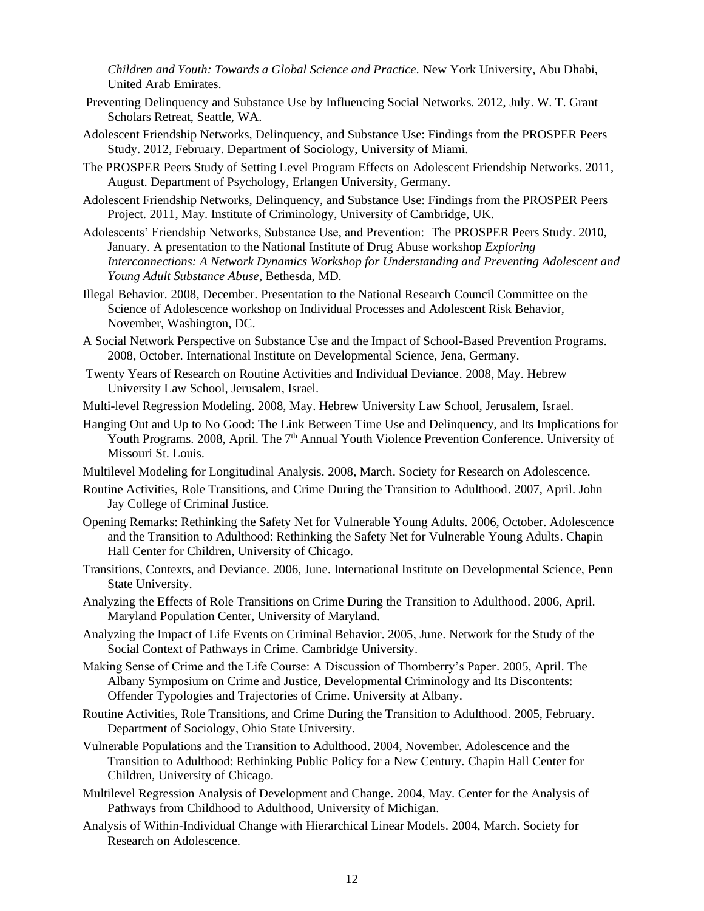*Children and Youth: Towards a Global Science and Practice*. New York University, Abu Dhabi, United Arab Emirates.

Preventing Delinquency and Substance Use by Influencing Social Networks. 2012, July. W. T. Grant Scholars Retreat, Seattle, WA.

Adolescent Friendship Networks, Delinquency, and Substance Use: Findings from the PROSPER Peers Study. 2012, February. Department of Sociology, University of Miami.

The PROSPER Peers Study of Setting Level Program Effects on Adolescent Friendship Networks. 2011, August. Department of Psychology, Erlangen University, Germany.

Adolescent Friendship Networks, Delinquency, and Substance Use: Findings from the PROSPER Peers Project. 2011, May. Institute of Criminology, University of Cambridge, UK.

Adolescents' Friendship Networks, Substance Use, and Prevention: The PROSPER Peers Study. 2010, January. A presentation to the National Institute of Drug Abuse workshop *Exploring Interconnections: A Network Dynamics Workshop for Understanding and Preventing Adolescent and Young Adult Substance Abuse*, Bethesda, MD.

Illegal Behavior. 2008, December. Presentation to the National Research Council Committee on the Science of Adolescence workshop on Individual Processes and Adolescent Risk Behavior, November, Washington, DC.

A Social Network Perspective on Substance Use and the Impact of School-Based Prevention Programs. 2008, October. International Institute on Developmental Science, Jena, Germany.

Twenty Years of Research on Routine Activities and Individual Deviance. 2008, May. Hebrew University Law School, Jerusalem, Israel.

Multi-level Regression Modeling. 2008, May. Hebrew University Law School, Jerusalem, Israel.

Hanging Out and Up to No Good: The Link Between Time Use and Delinquency, and Its Implications for Youth Programs. 2008, April. The 7th Annual Youth Violence Prevention Conference. University of Missouri St. Louis.

Multilevel Modeling for Longitudinal Analysis. 2008, March. Society for Research on Adolescence.

Routine Activities, Role Transitions, and Crime During the Transition to Adulthood. 2007, April. John Jay College of Criminal Justice.

Opening Remarks: Rethinking the Safety Net for Vulnerable Young Adults. 2006, October. Adolescence and the Transition to Adulthood: Rethinking the Safety Net for Vulnerable Young Adults. Chapin Hall Center for Children, University of Chicago.

Transitions, Contexts, and Deviance. 2006, June. International Institute on Developmental Science, Penn State University.

Analyzing the Effects of Role Transitions on Crime During the Transition to Adulthood. 2006, April. Maryland Population Center, University of Maryland.

Analyzing the Impact of Life Events on Criminal Behavior. 2005, June. Network for the Study of the Social Context of Pathways in Crime. Cambridge University.

Making Sense of Crime and the Life Course: A Discussion of Thornberry's Paper. 2005, April. The Albany Symposium on Crime and Justice, Developmental Criminology and Its Discontents: Offender Typologies and Trajectories of Crime. University at Albany.

Routine Activities, Role Transitions, and Crime During the Transition to Adulthood. 2005, February. Department of Sociology, Ohio State University.

Vulnerable Populations and the Transition to Adulthood. 2004, November. Adolescence and the Transition to Adulthood: Rethinking Public Policy for a New Century. Chapin Hall Center for Children, University of Chicago.

Multilevel Regression Analysis of Development and Change. 2004, May. Center for the Analysis of Pathways from Childhood to Adulthood, University of Michigan.

Analysis of Within-Individual Change with Hierarchical Linear Models. 2004, March. Society for Research on Adolescence.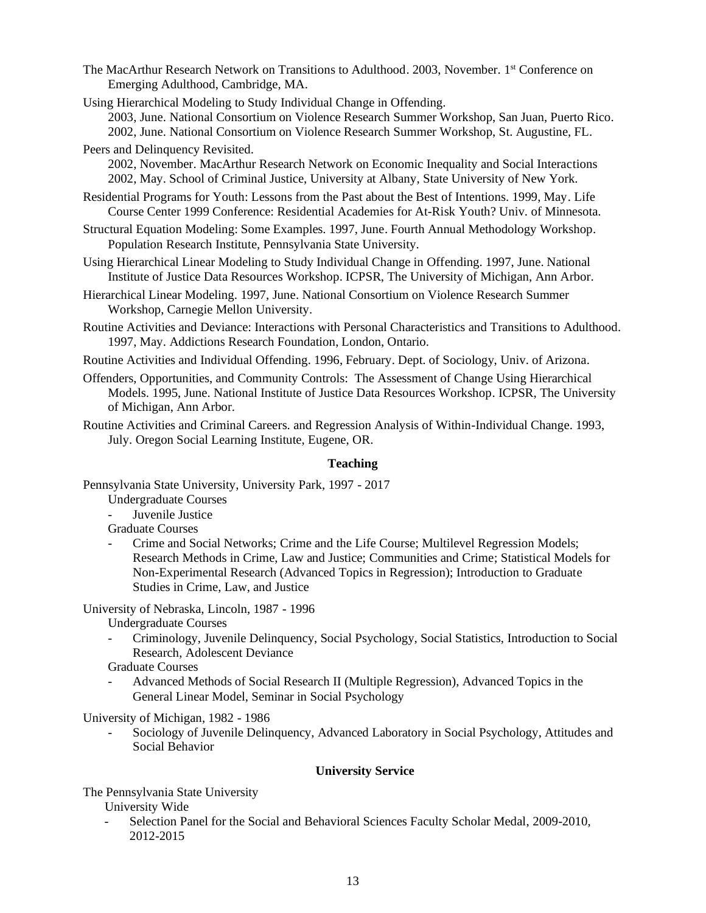The MacArthur Research Network on Transitions to Adulthood. 2003, November. 1st Conference on Emerging Adulthood, Cambridge, MA.

Using Hierarchical Modeling to Study Individual Change in Offending.
2003, June. National Consortium on Violence Research Summer Workshop, San Juan, Puerto Rico.
2002, June. National Consortium on Violence Research Summer Workshop, St. Augustine, FL.

Peers and Delinquency Revisited.
2002, November. MacArthur Research Network on Economic Inequality and Social Interactions
2002, May. School of Criminal Justice, University at Albany, State University of New York.

Residential Programs for Youth: Lessons from the Past about the Best of Intentions. 1999, May. Life Course Center 1999 Conference: Residential Academies for At-Risk Youth? Univ. of Minnesota.

Structural Equation Modeling: Some Examples. 1997, June. Fourth Annual Methodology Workshop. Population Research Institute, Pennsylvania State University.

Using Hierarchical Linear Modeling to Study Individual Change in Offending. 1997, June. National Institute of Justice Data Resources Workshop. ICPSR, The University of Michigan, Ann Arbor.

Hierarchical Linear Modeling. 1997, June. National Consortium on Violence Research Summer Workshop, Carnegie Mellon University.

Routine Activities and Deviance: Interactions with Personal Characteristics and Transitions to Adulthood. 1997, May. Addictions Research Foundation, London, Ontario.

Routine Activities and Individual Offending. 1996, February. Dept. of Sociology, Univ. of Arizona.

Offenders, Opportunities, and Community Controls: The Assessment of Change Using Hierarchical Models. 1995, June. National Institute of Justice Data Resources Workshop. ICPSR, The University of Michigan, Ann Arbor.

Routine Activities and Criminal Careers. and Regression Analysis of Within-Individual Change. 1993, July. Oregon Social Learning Institute, Eugene, OR.

## Teaching

Pennsylvania State University, University Park, 1997 - 2017

Undergraduate Courses

- Juvenile Justice

Graduate Courses

- Crime and Social Networks; Crime and the Life Course; Multilevel Regression Models; Research Methods in Crime, Law and Justice; Communities and Crime; Statistical Models for Non-Experimental Research (Advanced Topics in Regression); Introduction to Graduate Studies in Crime, Law, and Justice

University of Nebraska, Lincoln, 1987 - 1996

Undergraduate Courses

- Criminology, Juvenile Delinquency, Social Psychology, Social Statistics, Introduction to Social Research, Adolescent Deviance

Graduate Courses

- Advanced Methods of Social Research II (Multiple Regression), Advanced Topics in the General Linear Model, Seminar in Social Psychology

University of Michigan, 1982 - 1986

- Sociology of Juvenile Delinquency, Advanced Laboratory in Social Psychology, Attitudes and Social Behavior

## University Service

The Pennsylvania State University

University Wide

- Selection Panel for the Social and Behavioral Sciences Faculty Scholar Medal, 2009-2010, 2012-2015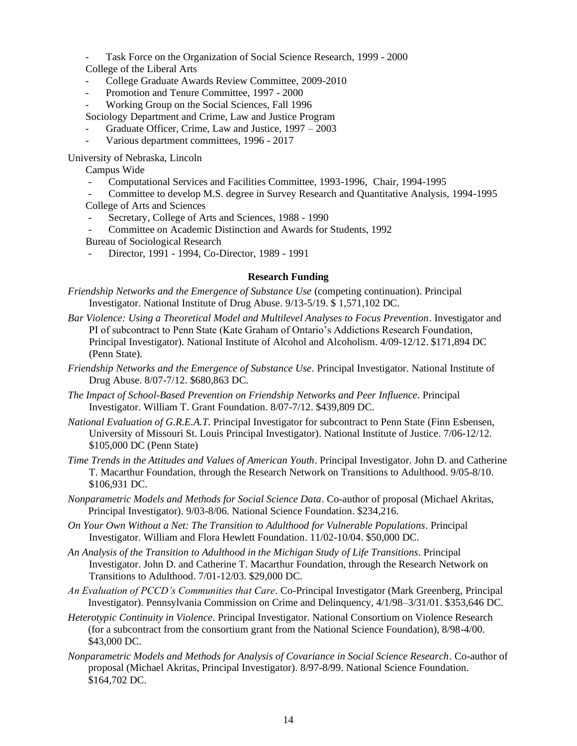- Task Force on the Organization of Social Science Research, 1999 - 2000

College of the Liberal Arts

- College Graduate Awards Review Committee, 2009-2010
- Promotion and Tenure Committee, 1997 - 2000
- Working Group on the Social Sciences, Fall 1996

Sociology Department and Crime, Law and Justice Program

- Graduate Officer, Crime, Law and Justice, 1997 – 2003
- Various department committees, 1996 - 2017

University of Nebraska, Lincoln

Campus Wide

- Computational Services and Facilities Committee, 1993-1996, Chair, 1994-1995
- Committee to develop M.S. degree in Survey Research and Quantitative Analysis, 1994-1995

College of Arts and Sciences

- Secretary, College of Arts and Sciences, 1988 - 1990
- Committee on Academic Distinction and Awards for Students, 1992

Bureau of Sociological Research

- Director, 1991 - 1994, Co-Director, 1989 - 1991

**Research Funding**

*Friendship Networks and the Emergence of Substance Use* (competing continuation). Principal Investigator. National Institute of Drug Abuse. 9/13-5/19. $ 1,571,102 DC.

*Bar Violence: Using a Theoretical Model and Multilevel Analyses to Focus Prevention*. Investigator and PI of subcontract to Penn State (Kate Graham of Ontario's Addictions Research Foundation, Principal Investigator). National Institute of Alcohol and Alcoholism. 4/09-12/12. $171,894 DC (Penn State).

*Friendship Networks and the Emergence of Substance Use*. Principal Investigator. National Institute of Drug Abuse. 8/07-7/12. $680,863 DC.

*The Impact of School-Based Prevention on Friendship Networks and Peer Influence*. Principal Investigator. William T. Grant Foundation. 8/07-7/12. $439,809 DC.

*National Evaluation of G.R.E.A.T.* Principal Investigator for subcontract to Penn State (Finn Esbensen, University of Missouri St. Louis Principal Investigator). National Institute of Justice. 7/06-12/12. $105,000 DC (Penn State)

*Time Trends in the Attitudes and Values of American Youth*. Principal Investigator. John D. and Catherine T. Macarthur Foundation, through the Research Network on Transitions to Adulthood. 9/05-8/10. $106,931 DC.

*Nonparametric Models and Methods for Social Science Data*. Co-author of proposal (Michael Akritas, Principal Investigator). 9/03-8/06. National Science Foundation. $234,216.

*On Your Own Without a Net: The Transition to Adulthood for Vulnerable Populations*. Principal Investigator. William and Flora Hewlett Foundation. 11/02-10/04. $50,000 DC.

*An Analysis of the Transition to Adulthood in the Michigan Study of Life Transitions*. Principal Investigator. John D. and Catherine T. Macarthur Foundation, through the Research Network on Transitions to Adulthood. 7/01-12/03. $29,000 DC.

*An Evaluation of PCCD's Communities that Care*. Co-Principal Investigator (Mark Greenberg, Principal Investigator). Pennsylvania Commission on Crime and Delinquency, 4/1/98–3/31/01. $353,646 DC.

*Heterotypic Continuity in Violence*. Principal Investigator. National Consortium on Violence Research (for a subcontract from the consortium grant from the National Science Foundation), 8/98-4/00. $43,000 DC.

*Nonparametric Models and Methods for Analysis of Covariance in Social Science Research*. Co-author of proposal (Michael Akritas, Principal Investigator). 8/97-8/99. National Science Foundation. $164,702 DC.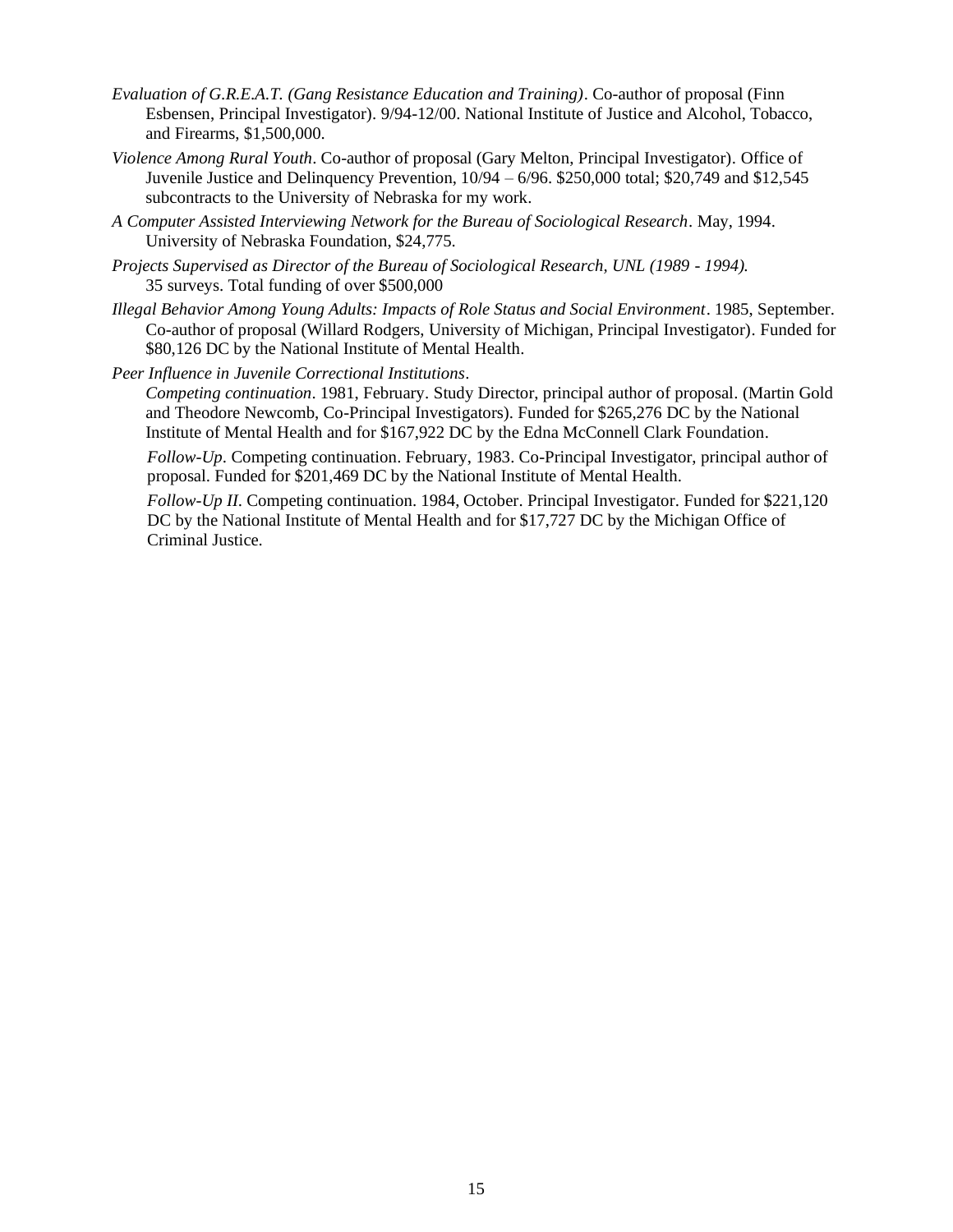*Evaluation of G.R.E.A.T. (Gang Resistance Education and Training)*. Co-author of proposal (Finn Esbensen, Principal Investigator). 9/94-12/00. National Institute of Justice and Alcohol, Tobacco, and Firearms, $1,500,000.

*Violence Among Rural Youth*. Co-author of proposal (Gary Melton, Principal Investigator). Office of Juvenile Justice and Delinquency Prevention, 10/94 – 6/96. $250,000 total; $20,749 and $12,545 subcontracts to the University of Nebraska for my work.

*A Computer Assisted Interviewing Network for the Bureau of Sociological Research*. May, 1994. University of Nebraska Foundation, $24,775.

*Projects Supervised as Director of the Bureau of Sociological Research, UNL (1989 - 1994).* 35 surveys. Total funding of over $500,000

*Illegal Behavior Among Young Adults: Impacts of Role Status and Social Environment*. 1985, September. Co-author of proposal (Willard Rodgers, University of Michigan, Principal Investigator). Funded for $80,126 DC by the National Institute of Mental Health.

*Peer Influence in Juvenile Correctional Institutions*.

*Competing continuation*. 1981, February. Study Director, principal author of proposal. (Martin Gold and Theodore Newcomb, Co-Principal Investigators). Funded for $265,276 DC by the National Institute of Mental Health and for $167,922 DC by the Edna McConnell Clark Foundation.

*Follow-Up*. Competing continuation. February, 1983. Co-Principal Investigator, principal author of proposal. Funded for $201,469 DC by the National Institute of Mental Health.

*Follow-Up II*. Competing continuation. 1984, October. Principal Investigator. Funded for $221,120 DC by the National Institute of Mental Health and for $17,727 DC by the Michigan Office of Criminal Justice.